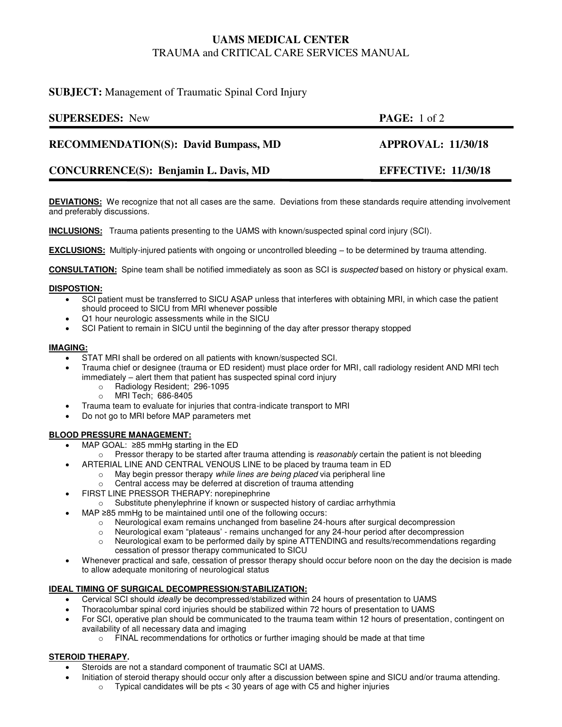# UAMS MEDICAL CENTER
## TRAUMA and CRITICAL CARE SERVICES MANUAL

**SUBJECT:** Management of Traumatic Spinal Cord Injury

**SUPERSEDES:** New

**RECOMMENDATION(S): David Bumpass, MD** — **APPROVAL: 11/30/18**

**CONCURRENCE(S): Benjamin L. Davis, MD** — **EFFECTIVE: 11/30/18**

---

**DEVIATIONS:** We recognize that not all cases are the same. Deviations from these standards require attending involvement and preferably discussions.

**INCLUSIONS:** Trauma patients presenting to the UAMS with known/suspected spinal cord injury (SCI).

**EXCLUSIONS:** Multiply-injured patients with ongoing or uncontrolled bleeding – to be determined by trauma attending.

**CONSULTATION:** Spine team shall be notified immediately as soon as SCI is *suspected* based on history or physical exam.

**DISPOSTION:**

- SCI patient must be transferred to SICU ASAP unless that interferes with obtaining MRI, in which case the patient should proceed to SICU from MRI whenever possible
- Q1 hour neurologic assessments while in the SICU
- SCI Patient to remain in SICU until the beginning of the day after pressor therapy stopped

**IMAGING:**

- STAT MRI shall be ordered on all patients with known/suspected SCI.
- Trauma chief or designee (trauma or ED resident) must place order for MRI, call radiology resident AND MRI tech immediately – alert them that patient has suspected spinal cord injury
  - Radiology Resident; 296-1095
  - MRI Tech; 686-8405
- Trauma team to evaluate for injuries that contra-indicate transport to MRI
- Do not go to MRI before MAP parameters met

**BLOOD PRESSURE MANAGEMENT:**

- MAP GOAL: ≥85 mmHg starting in the ED
  - Pressor therapy to be started after trauma attending is *reasonably* certain the patient is not bleeding
- ARTERIAL LINE AND CENTRAL VENOUS LINE to be placed by trauma team in ED
  - May begin pressor therapy *while lines are being placed* via peripheral line
  - Central access may be deferred at discretion of trauma attending
- FIRST LINE PRESSOR THERAPY: norepinephrine
  - Substitute phenylephrine if known or suspected history of cardiac arrhythmia
- MAP ≥85 mmHg to be maintained until one of the following occurs:
  - Neurological exam remains unchanged from baseline 24-hours after surgical decompression
  - Neurological exam "plateaus' - remains unchanged for any 24-hour period after decompression
  - Neurological exam to be performed daily by spine ATTENDING and results/recommendations regarding cessation of pressor therapy communicated to SICU
- Whenever practical and safe, cessation of pressor therapy should occur before noon on the day the decision is made to allow adequate monitoring of neurological status

**IDEAL TIMING OF SURGICAL DECOMPRESSION/STABILIZATION:**

- Cervical SCI should *ideally* be decompressed/stabilized within 24 hours of presentation to UAMS
- Thoracolumbar spinal cord injuries should be stabilized within 72 hours of presentation to UAMS
- For SCI, operative plan should be communicated to the trauma team within 12 hours of presentation, contingent on availability of all necessary data and imaging
  - FINAL recommendations for orthotics or further imaging should be made at that time

**STEROID THERAPY.**

- Steroids are not a standard component of traumatic SCI at UAMS.
- Initiation of steroid therapy should occur only after a discussion between spine and SICU and/or trauma attending.
  - Typical candidates will be pts < 30 years of age with C5 and higher injuries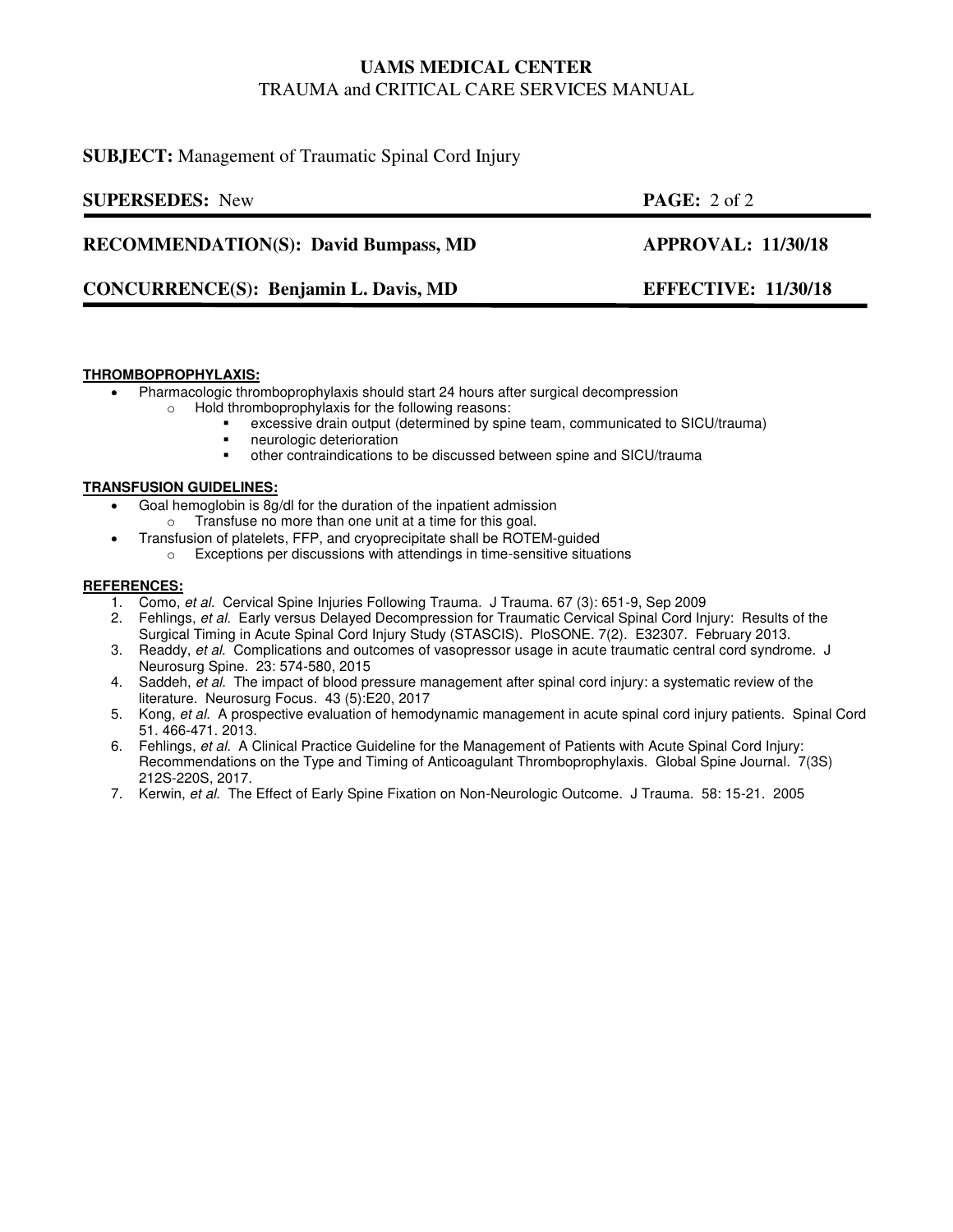**THROMBOPROPHYLAXIS:**

- Pharmacologic thromboprophylaxis should start 24 hours after surgical decompression
  - Hold thromboprophylaxis for the following reasons:
    - excessive drain output (determined by spine team, communicated to SICU/trauma)
    - neurologic deterioration
    - other contraindications to be discussed between spine and SICU/trauma

**TRANSFUSION GUIDELINES:**

- Goal hemoglobin is 8g/dl for the duration of the inpatient admission
  - Transfuse no more than one unit at a time for this goal.
- Transfusion of platelets, FFP, and cryoprecipitate shall be ROTEM-guided
  - Exceptions per discussions with attendings in time-sensitive situations

**REFERENCES:**

1. Como, *et al.* Cervical Spine Injuries Following Trauma. J Trauma. 67 (3): 651-9, Sep 2009
2. Fehlings, *et al.* Early versus Delayed Decompression for Traumatic Cervical Spinal Cord Injury: Results of the Surgical Timing in Acute Spinal Cord Injury Study (STASCIS). PloSONE. 7(2). E32307. February 2013.
3. Readdy, *et al.* Complications and outcomes of vasopressor usage in acute traumatic central cord syndrome. J Neurosurg Spine. 23: 574-580, 2015
4. Saddeh, *et al.* The impact of blood pressure management after spinal cord injury: a systematic review of the literature. Neurosurg Focus. 43 (5):E20, 2017
5. Kong, *et al.* A prospective evaluation of hemodynamic management in acute spinal cord injury patients. Spinal Cord 51. 466-471. 2013.
6. Fehlings, *et al.* A Clinical Practice Guideline for the Management of Patients with Acute Spinal Cord Injury: Recommendations on the Type and Timing of Anticoagulant Thromboprophylaxis. Global Spine Journal. 7(3S) 212S-220S, 2017.
7. Kerwin, *et al.* The Effect of Early Spine Fixation on Non-Neurologic Outcome. J Trauma. 58: 15-21. 2005